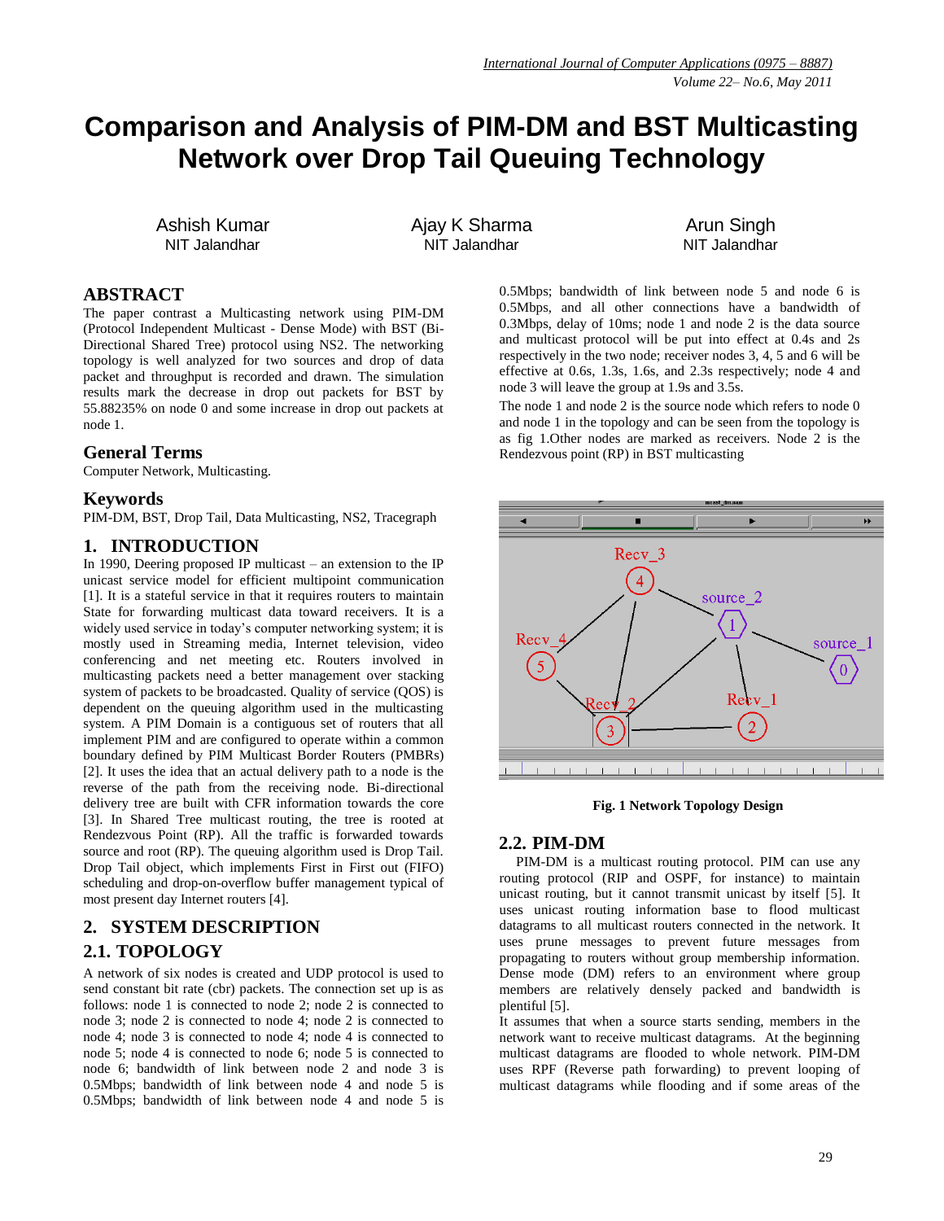# Comparison and Analysis of PIM-DM and BST Multicasting Network over Drop Tail Queuing Technology

Ashish Kumar
NIT Jalandhar

Ajay K Sharma
NIT Jalandhar

Arun Singh
NIT Jalandhar

## ABSTRACT

The paper contrast a Multicasting network using PIM-DM (Protocol Independent Multicast - Dense Mode) with BST (Bi-Directional Shared Tree) protocol using NS2. The networking topology is well analyzed for two sources and drop of data packet and throughput is recorded and drawn. The simulation results mark the decrease in drop out packets for BST by 55.88235% on node 0 and some increase in drop out packets at node 1.

## General Terms

Computer Network, Multicasting.

## Keywords

PIM-DM, BST, Drop Tail, Data Multicasting, NS2, Tracegraph

## 1. INTRODUCTION

In 1990, Deering proposed IP multicast – an extension to the IP unicast service model for efficient multipoint communication [1]. It is a stateful service in that it requires routers to maintain State for forwarding multicast data toward receivers. It is a widely used service in today's computer networking system; it is mostly used in Streaming media, Internet television, video conferencing and net meeting etc. Routers involved in multicasting packets need a better management over stacking system of packets to be broadcasted. Quality of service (QOS) is dependent on the queuing algorithm used in the multicasting system. A PIM Domain is a contiguous set of routers that all implement PIM and are configured to operate within a common boundary defined by PIM Multicast Border Routers (PMBRs) [2]. It uses the idea that an actual delivery path to a node is the reverse of the path from the receiving node. Bi-directional delivery tree are built with CFR information towards the core [3]. In Shared Tree multicast routing, the tree is rooted at Rendezvous Point (RP). All the traffic is forwarded towards source and root (RP). The queuing algorithm used is Drop Tail. Drop Tail object, which implements First in First out (FIFO) scheduling and drop-on-overflow buffer management typical of most present day Internet routers [4].

## 2. SYSTEM DESCRIPTION

## 2.1. TOPOLOGY

A network of six nodes is created and UDP protocol is used to send constant bit rate (cbr) packets. The connection set up is as follows: node 1 is connected to node 2; node 2 is connected to node 3; node 2 is connected to node 4; node 2 is connected to node 4; node 3 is connected to node 4; node 4 is connected to node 5; node 4 is connected to node 6; node 5 is connected to node 6; bandwidth of link between node 2 and node 3 is 0.5Mbps; bandwidth of link between node 4 and node 5 is 0.5Mbps; bandwidth of link between node 4 and node 5 is 0.5Mbps; bandwidth of link between node 5 and node 6 is 0.5Mbps, and all other connections have a bandwidth of 0.3Mbps, delay of 10ms; node 1 and node 2 is the data source and multicast protocol will be put into effect at 0.4s and 2s respectively in the two node; receiver nodes 3, 4, 5 and 6 will be effective at 0.6s, 1.3s, 1.6s, and 2.3s respectively; node 4 and node 3 will leave the group at 1.9s and 3.5s.

The node 1 and node 2 is the source node which refers to node 0 and node 1 in the topology and can be seen from the topology is as fig 1.Other nodes are marked as receivers. Node 2 is the Rendezvous point (RP) in BST multicasting

**Fig. 1 Network Topology Design**

## 2.2. PIM-DM

PIM-DM is a multicast routing protocol. PIM can use any routing protocol (RIP and OSPF, for instance) to maintain unicast routing, but it cannot transmit unicast by itself [5]. It uses unicast routing information base to flood multicast datagrams to all multicast routers connected in the network. It uses prune messages to prevent future messages from propagating to routers without group membership information. Dense mode (DM) refers to an environment where group members are relatively densely packed and bandwidth is plentiful [5].

It assumes that when a source starts sending, members in the network want to receive multicast datagrams. At the beginning multicast datagrams are flooded to whole network. PIM-DM uses RPF (Reverse path forwarding) to prevent looping of multicast datagrams while flooding and if some areas of the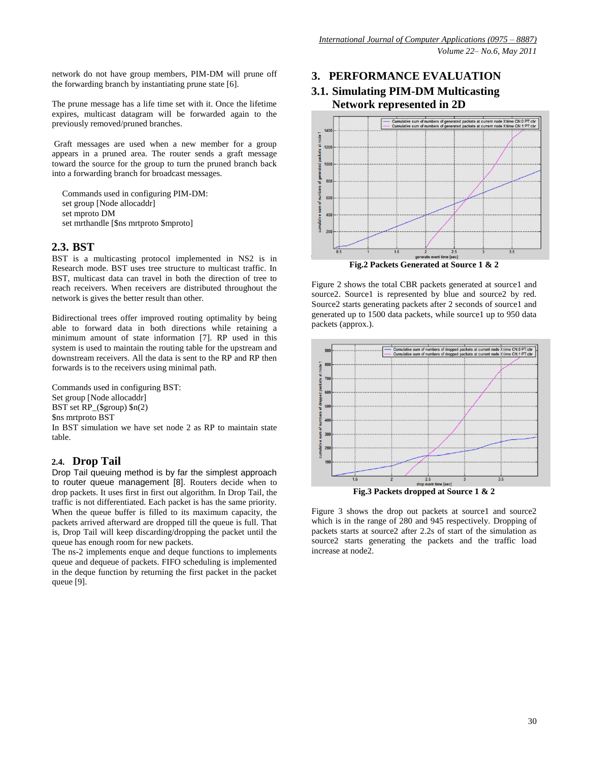network do not have group members, PIM-DM will prune off the forwarding branch by instantiating prune state [6].

The prune message has a life time set with it. Once the lifetime expires, multicast datagram will be forwarded again to the previously removed/pruned branches.

Graft messages are used when a new member for a group appears in a pruned area. The router sends a graft message toward the source for the group to turn the pruned branch back into a forwarding branch for broadcast messages.

Commands used in configuring PIM-DM:
set group [Node allocaddr]
set mproto DM
set mrthandle [$ns mrtproto $mproto]

## 2.3. BST

BST is a multicasting protocol implemented in NS2 is in Research mode. BST uses tree structure to multicast traffic. In BST, multicast data can travel in both the direction of tree to reach receivers. When receivers are distributed throughout the network is gives the better result than other.

Bidirectional trees offer improved routing optimality by being able to forward data in both directions while retaining a minimum amount of state information [7]. RP used in this system is used to maintain the routing table for the upstream and downstream receivers. All the data is sent to the RP and RP then forwards is to the receivers using minimal path.

Commands used in configuring BST:
Set group [Node allocaddr]
BST set RP_($group) $n(2)
$ns mrtproto BST
In BST simulation we have set node 2 as RP to maintain state table.

## 2.4. Drop Tail

Drop Tail queuing method is by far the simplest approach to router queue management [8]. Routers decide when to drop packets. It uses first in first out algorithm. In Drop Tail, the traffic is not differentiated. Each packet is has the same priority. When the queue buffer is filled to its maximum capacity, the packets arrived afterward are dropped till the queue is full. That is, Drop Tail will keep discarding/dropping the packet until the queue has enough room for new packets.
The ns-2 implements enque and deque functions to implements queue and dequeue of packets. FIFO scheduling is implemented in the deque function by returning the first packet in the packet queue [9].

# 3. PERFORMANCE EVALUATION

## 3.1. Simulating PIM-DM Multicasting Network represented in 2D

**Fig.2 Packets Generated at Source 1 & 2**

Figure 2 shows the total CBR packets generated at source1 and source2. Source1 is represented by blue and source2 by red. Source2 starts generating packets after 2 seconds of source1 and generated up to 1500 data packets, while source1 up to 950 data packets (approx.).

**Fig.3 Packets dropped at Source 1 & 2**

Figure 3 shows the drop out packets at source1 and source2 which is in the range of 280 and 945 respectively. Dropping of packets starts at source2 after 2.2s of start of the simulation as source2 starts generating the packets and the traffic load increase at node2.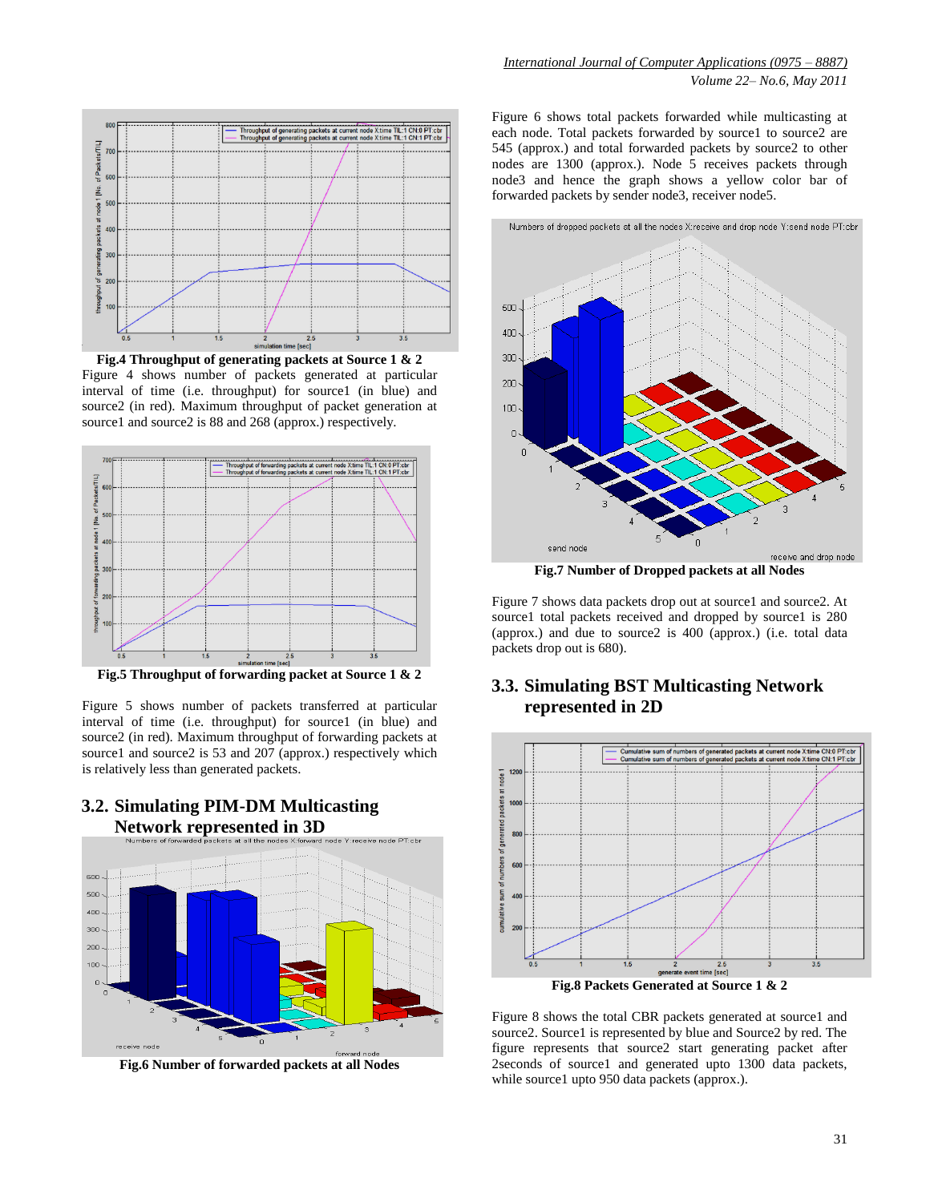**Fig.4 Throughput of generating packets at Source 1 & 2**

Figure 4 shows number of packets generated at particular interval of time (i.e. throughput) for source1 (in blue) and source2 (in red). Maximum throughput of packet generation at source1 and source2 is 88 and 268 (approx.) respectively.

**Fig.5 Throughput of forwarding packet at Source 1 & 2**

Figure 5 shows number of packets transferred at particular interval of time (i.e. throughput) for source1 (in blue) and source2 (in red). Maximum throughput of forwarding packets at source1 and source2 is 53 and 207 (approx.) respectively which is relatively less than generated packets.

## 3.2. Simulating PIM-DM Multicasting Network represented in 3D

**Fig.6 Number of forwarded packets at all Nodes**

Figure 6 shows total packets forwarded while multicasting at each node. Total packets forwarded by source1 to source2 are 545 (approx.) and total forwarded packets by source2 to other nodes are 1300 (approx.). Node 5 receives packets through node3 and hence the graph shows a yellow color bar of forwarded packets by sender node3, receiver node5.

**Fig.7 Number of Dropped packets at all Nodes**

Figure 7 shows data packets drop out at source1 and source2. At source1 total packets received and dropped by source1 is 280 (approx.) and due to source2 is 400 (approx.) (i.e. total data packets drop out is 680).

## 3.3. Simulating BST Multicasting Network represented in 2D

**Fig.8 Packets Generated at Source 1 & 2**

Figure 8 shows the total CBR packets generated at source1 and source2. Source1 is represented by blue and Source2 by red. The figure represents that source2 start generating packet after 2seconds of source1 and generated upto 1300 data packets, while source1 upto 950 data packets (approx.).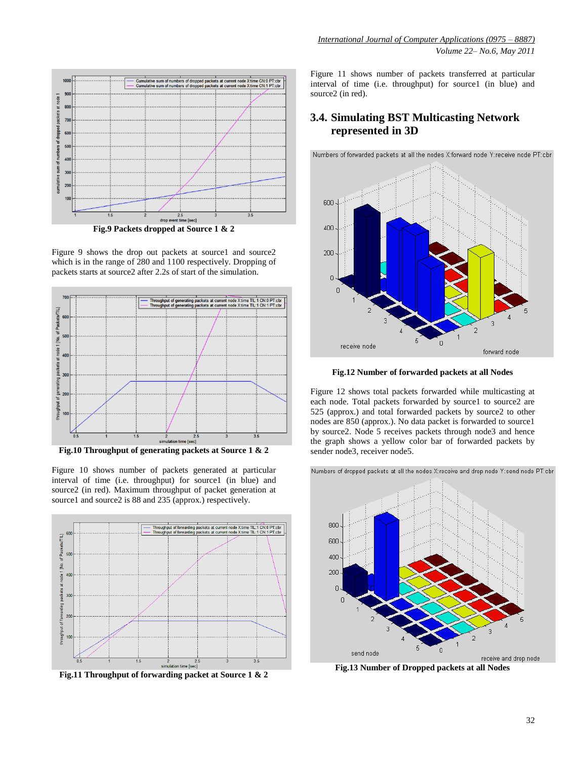Fig.9 Packets dropped at Source 1 & 2

Figure 9 shows the drop out packets at source1 and source2 which is in the range of 280 and 1100 respectively. Dropping of packets starts at source2 after 2.2s of start of the simulation.

Fig.10 Throughput of generating packets at Source 1 & 2

Figure 10 shows number of packets generated at particular interval of time (i.e. throughput) for source1 (in blue) and source2 (in red). Maximum throughput of packet generation at source1 and source2 is 88 and 235 (approx.) respectively.

Fig.11 Throughput of forwarding packet at Source 1 & 2

Figure 11 shows number of packets transferred at particular interval of time (i.e. throughput) for source1 (in blue) and source2 (in red).

## 3.4. Simulating BST Multicasting Network represented in 3D

Fig.12 Number of forwarded packets at all Nodes

Figure 12 shows total packets forwarded while multicasting at each node. Total packets forwarded by source1 to source2 are 525 (approx.) and total forwarded packets by source2 to other nodes are 850 (approx.). No data packet is forwarded to source1 by source2. Node 5 receives packets through node3 and hence the graph shows a yellow color bar of forwarded packets by sender node3, receiver node5.

Fig.13 Number of Dropped packets at all Nodes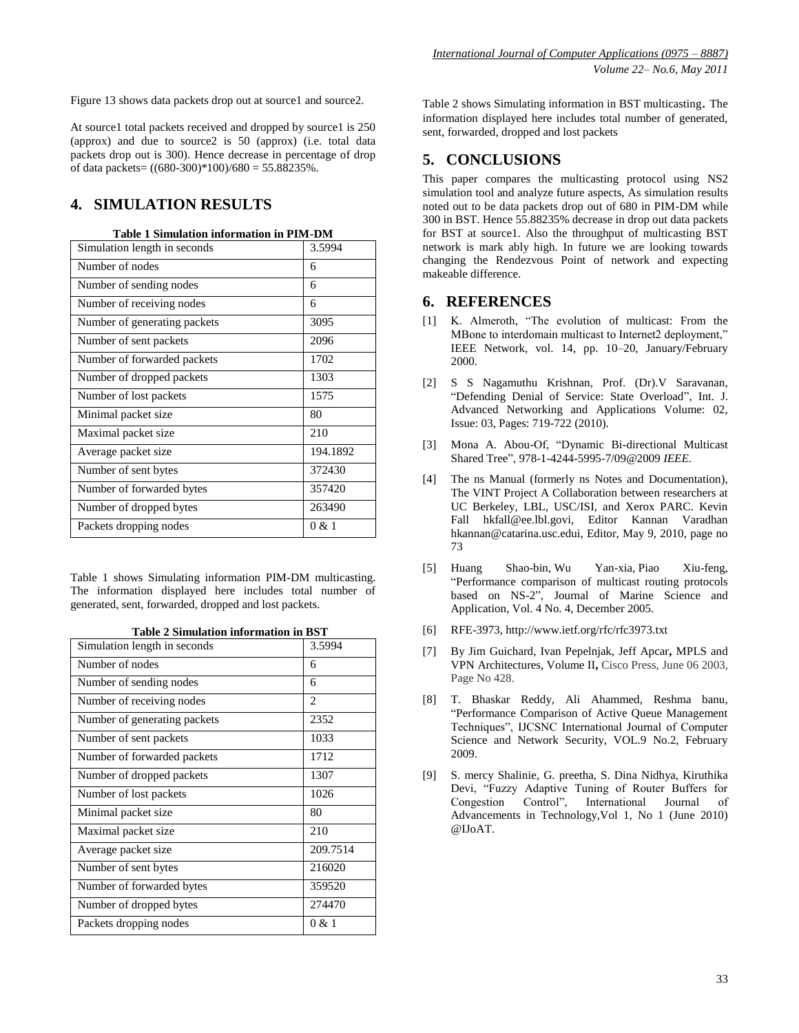Figure 13 shows data packets drop out at source1 and source2.

At source1 total packets received and dropped by source1 is 250 (approx) and due to source2 is 50 (approx) (i.e. total data packets drop out is 300). Hence decrease in percentage of drop of data packets= ((680-300)*100)/680 = 55.88235%.

## 4. SIMULATION RESULTS

**Table 1 Simulation information in PIM-DM**

| | |
|---|---|
| Simulation length in seconds | 3.5994 |
| Number of nodes | 6 |
| Number of sending nodes | 6 |
| Number of receiving nodes | 6 |
| Number of generating packets | 3095 |
| Number of sent packets | 2096 |
| Number of forwarded packets | 1702 |
| Number of dropped packets | 1303 |
| Number of lost packets | 1575 |
| Minimal packet size | 80 |
| Maximal packet size | 210 |
| Average packet size | 194.1892 |
| Number of sent bytes | 372430 |
| Number of forwarded bytes | 357420 |
| Number of dropped bytes | 263490 |
| Packets dropping nodes | 0 & 1 |

Table 1 shows Simulating information PIM-DM multicasting. The information displayed here includes total number of generated, sent, forwarded, dropped and lost packets.

**Table 2 Simulation information in BST**

| | |
|---|---|
| Simulation length in seconds | 3.5994 |
| Number of nodes | 6 |
| Number of sending nodes | 6 |
| Number of receiving nodes | 2 |
| Number of generating packets | 2352 |
| Number of sent packets | 1033 |
| Number of forwarded packets | 1712 |
| Number of dropped packets | 1307 |
| Number of lost packets | 1026 |
| Minimal packet size | 80 |
| Maximal packet size | 210 |
| Average packet size | 209.7514 |
| Number of sent bytes | 216020 |
| Number of forwarded bytes | 359520 |
| Number of dropped bytes | 274470 |
| Packets dropping nodes | 0 & 1 |

Table 2 shows Simulating information in BST multicasting. The information displayed here includes total number of generated, sent, forwarded, dropped and lost packets

## 5. CONCLUSIONS

This paper compares the multicasting protocol using NS2 simulation tool and analyze future aspects, As simulation results noted out to be data packets drop out of 680 in PIM-DM while 300 in BST. Hence 55.88235% decrease in drop out data packets for BST at source1. Also the throughput of multicasting BST network is mark ably high. In future we are looking towards changing the Rendezvous Point of network and expecting makeable difference.

## 6. REFERENCES

[1] K. Almeroth, "The evolution of multicast: From the MBone to interdomain multicast to Internet2 deployment," IEEE Network, vol. 14, pp. 10–20, January/February 2000.

[2] S S Nagamuthu Krishnan, Prof. (Dr.)V Saravanan, "Defending Denial of Service: State Overload", Int. J. Advanced Networking and Applications Volume: 02, Issue: 03, Pages: 719-722 (2010).

[3] Mona A. Abou-Of, "Dynamic Bi-directional Multicast Shared Tree", 978-1-4244-5995-7/09@2009 *IEEE*.

[4] The ns Manual (formerly ns Notes and Documentation), The VINT Project A Collaboration between researchers at UC Berkeley, LBL, USC/ISI, and Xerox PARC. Kevin Fall hkfall@ee.lbl.govi, Editor Kannan Varadhan hkannan@catarina.usc.edui, Editor, May 9, 2010, page no 73

[5] Huang Shao-bin, Wu Yan-xia, Piao Xiu-feng, "Performance comparison of multicast routing protocols based on NS-2", Journal of Marine Science and Application, Vol. 4 No. 4, December 2005.

[6] RFE-3973, http://www.ietf.org/rfc/rfc3973.txt

[7] By Jim Guichard, Ivan Pepelnjak, Jeff Apcar**,** MPLS and VPN Architectures, Volume II**,** Cisco Press, June 06 2003, Page No 428.

[8] T. Bhaskar Reddy, Ali Ahammed, Reshma banu, "Performance Comparison of Active Queue Management Techniques", IJCSNC International Journal of Computer Science and Network Security, VOL.9 No.2, February 2009.

[9] S. mercy Shalinie, G. preetha, S. Dina Nidhya, Kiruthika Devi, "Fuzzy Adaptive Tuning of Router Buffers for Congestion Control", International Journal of Advancements in Technology,Vol 1, No 1 (June 2010) @IJoAT.